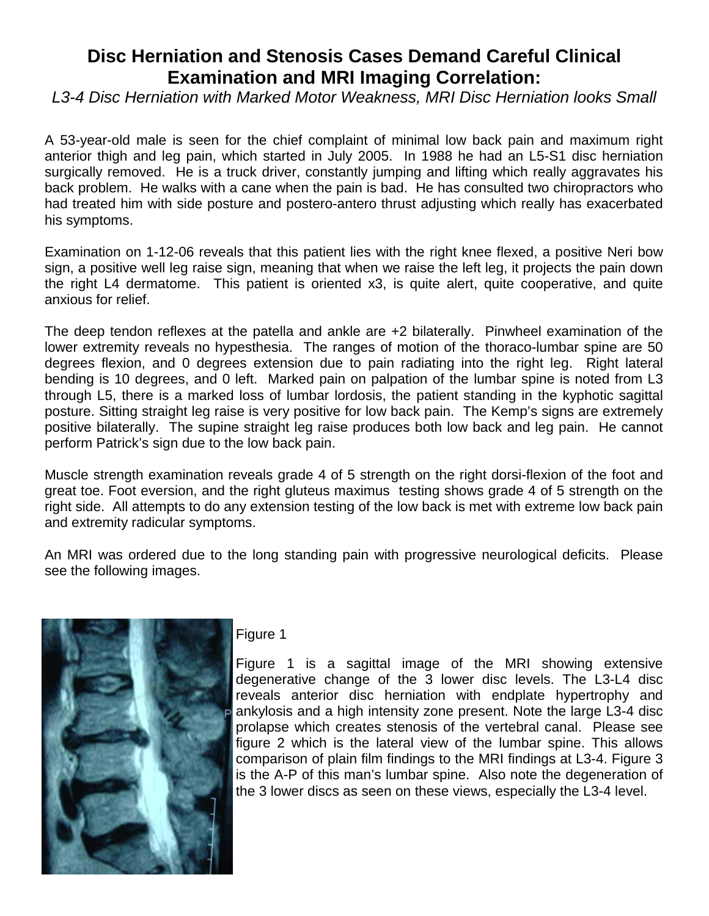# Disc Herniation and Stenosis Cases Demand Careful Clinical Examination and MRI Imaging Correlation:

*L3-4 Disc Herniation with Marked Motor Weakness, MRI Disc Herniation looks Small*

A 53-year-old male is seen for the chief complaint of minimal low back pain and maximum right anterior thigh and leg pain, which started in July 2005. In 1988 he had an L5-S1 disc herniation surgically removed. He is a truck driver, constantly jumping and lifting which really aggravates his back problem. He walks with a cane when the pain is bad. He has consulted two chiropractors who had treated him with side posture and postero-antero thrust adjusting which really has exacerbated his symptoms.

Examination on 1-12-06 reveals that this patient lies with the right knee flexed, a positive Neri bow sign, a positive well leg raise sign, meaning that when we raise the left leg, it projects the pain down the right L4 dermatome. This patient is oriented x3, is quite alert, quite cooperative, and quite anxious for relief.

The deep tendon reflexes at the patella and ankle are +2 bilaterally. Pinwheel examination of the lower extremity reveals no hypesthesia. The ranges of motion of the thoraco-lumbar spine are 50 degrees flexion, and 0 degrees extension due to pain radiating into the right leg. Right lateral bending is 10 degrees, and 0 left. Marked pain on palpation of the lumbar spine is noted from L3 through L5, there is a marked loss of lumbar lordosis, the patient standing in the kyphotic sagittal posture. Sitting straight leg raise is very positive for low back pain. The Kemp's signs are extremely positive bilaterally. The supine straight leg raise produces both low back and leg pain. He cannot perform Patrick's sign due to the low back pain.

Muscle strength examination reveals grade 4 of 5 strength on the right dorsi-flexion of the foot and great toe. Foot eversion, and the right gluteus maximus testing shows grade 4 of 5 strength on the right side. All attempts to do any extension testing of the low back is met with extreme low back pain and extremity radicular symptoms.

An MRI was ordered due to the long standing pain with progressive neurological deficits. Please see the following images.

Figure 1

Figure 1 is a sagittal image of the MRI showing extensive degenerative change of the 3 lower disc levels. The L3-L4 disc reveals anterior disc herniation with endplate hypertrophy and ankylosis and a high intensity zone present. Note the large L3-4 disc prolapse which creates stenosis of the vertebral canal. Please see figure 2 which is the lateral view of the lumbar spine. This allows comparison of plain film findings to the MRI findings at L3-4. Figure 3 is the A-P of this man's lumbar spine. Also note the degeneration of the 3 lower discs as seen on these views, especially the L3-4 level.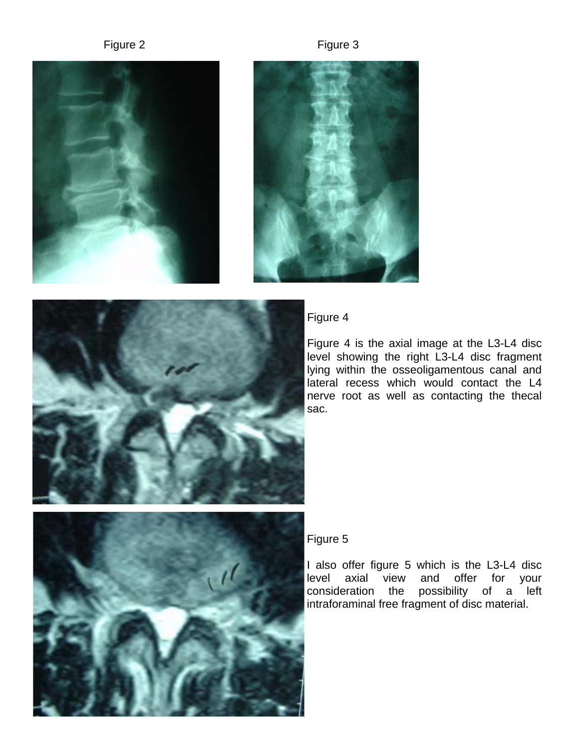Figure 2

Figure 3

Figure 4

Figure 4 is the axial image at the L3-L4 disc level showing the right L3-L4 disc fragment lying within the osseoligamentous canal and lateral recess which would contact the L4 nerve root as well as contacting the thecal sac.

Figure 5

I also offer figure 5 which is the L3-L4 disc level axial view and offer for your consideration the possibility of a left intraforaminal free fragment of disc material.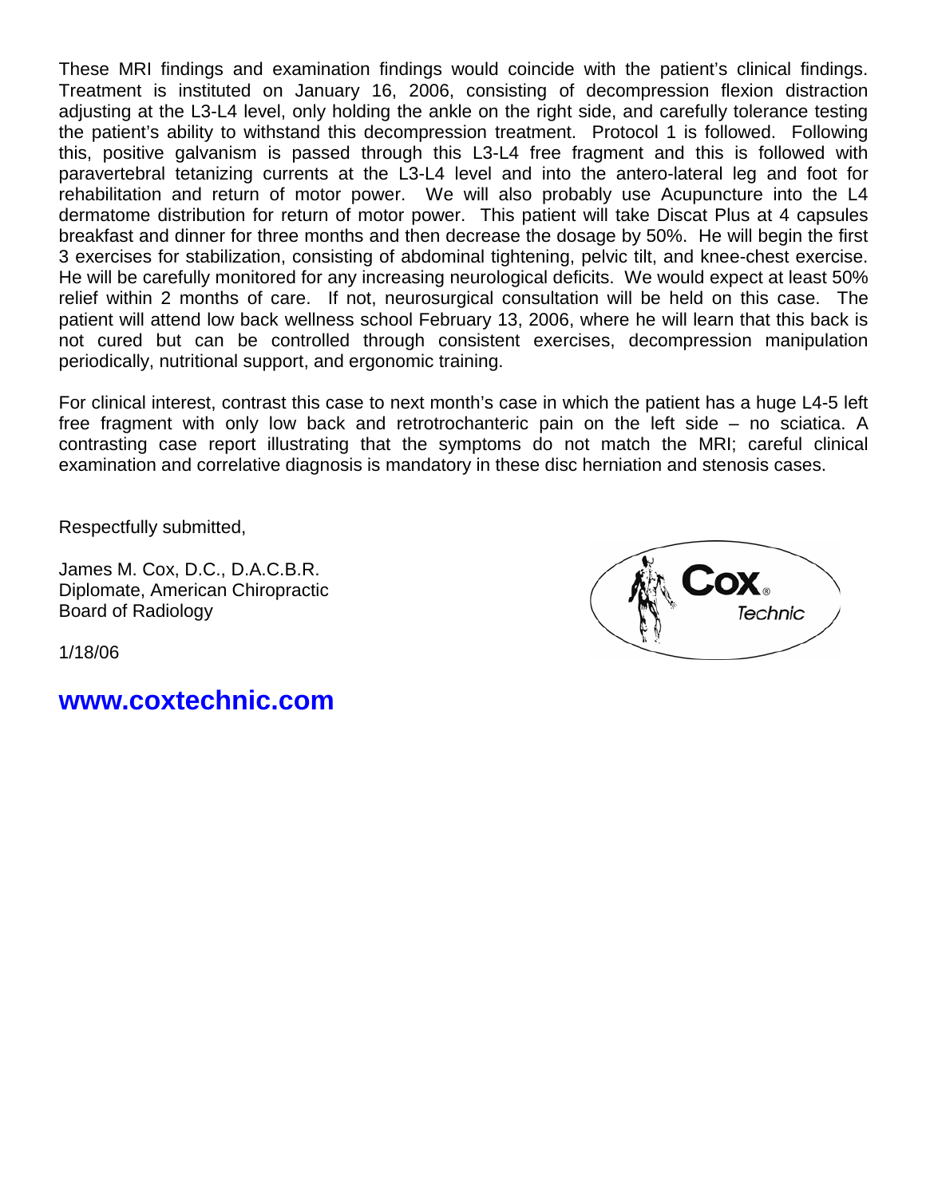These MRI findings and examination findings would coincide with the patient's clinical findings. Treatment is instituted on January 16, 2006, consisting of decompression flexion distraction adjusting at the L3-L4 level, only holding the ankle on the right side, and carefully tolerance testing the patient's ability to withstand this decompression treatment. Protocol 1 is followed. Following this, positive galvanism is passed through this L3-L4 free fragment and this is followed with paravertebral tetanizing currents at the L3-L4 level and into the antero-lateral leg and foot for rehabilitation and return of motor power. We will also probably use Acupuncture into the L4 dermatome distribution for return of motor power. This patient will take Discat Plus at 4 capsules breakfast and dinner for three months and then decrease the dosage by 50%. He will begin the first 3 exercises for stabilization, consisting of abdominal tightening, pelvic tilt, and knee-chest exercise. He will be carefully monitored for any increasing neurological deficits. We would expect at least 50% relief within 2 months of care. If not, neurosurgical consultation will be held on this case. The patient will attend low back wellness school February 13, 2006, where he will learn that this back is not cured but can be controlled through consistent exercises, decompression manipulation periodically, nutritional support, and ergonomic training.

For clinical interest, contrast this case to next month's case in which the patient has a huge L4-5 left free fragment with only low back and retrotrochanteric pain on the left side – no sciatica. A contrasting case report illustrating that the symptoms do not match the MRI; careful clinical examination and correlative diagnosis is mandatory in these disc herniation and stenosis cases.

Respectfully submitted,

James M. Cox, D.C., D.A.C.B.R.
Diplomate, American Chiropractic
Board of Radiology

1/18/06

Cox® Technic

**www.coxtechnic.com**